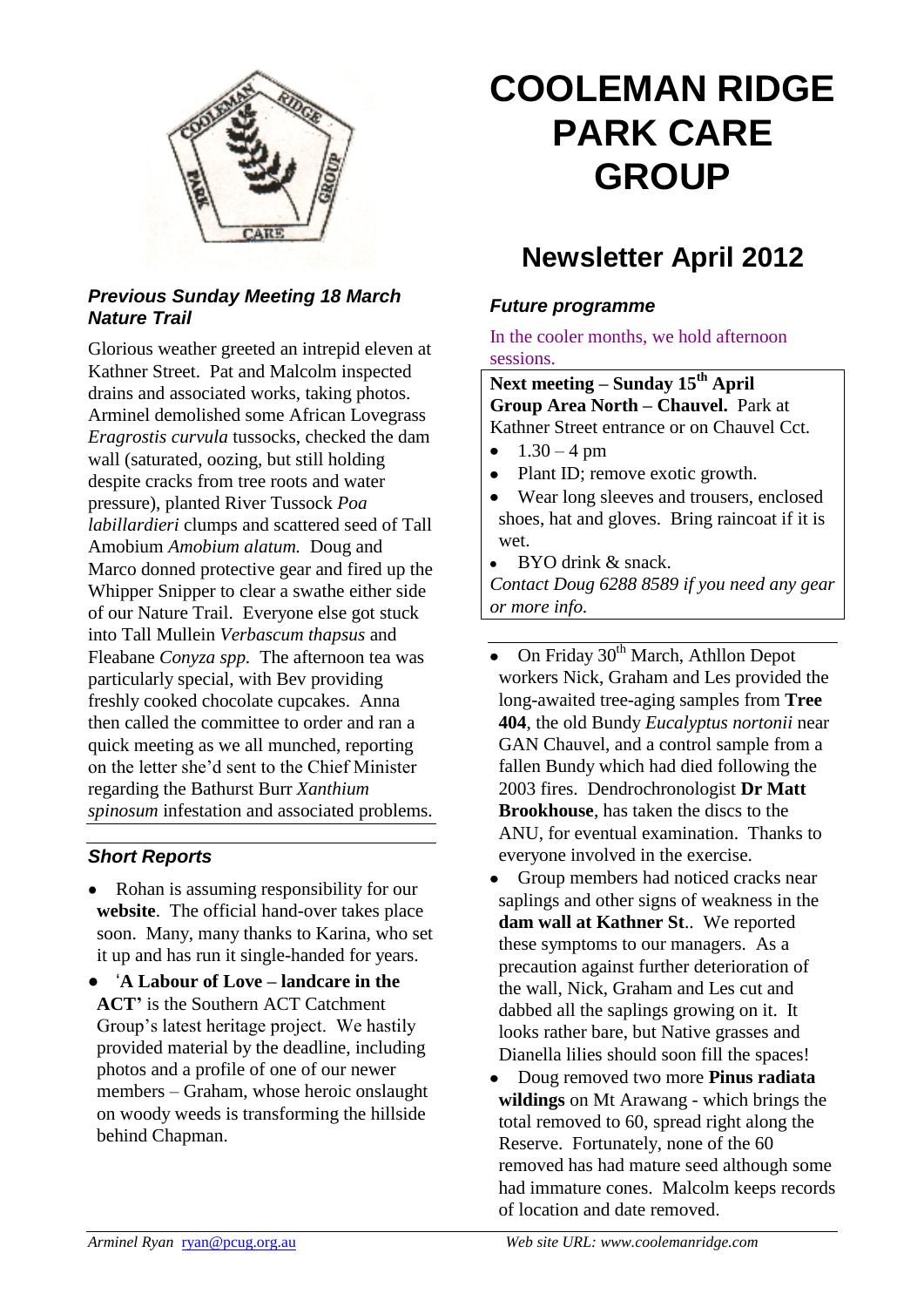# COOLEMAN RIDGE PARK CARE GROUP

## Newsletter April 2012

### *Previous Sunday Meeting 18 March Nature Trail*

Glorious weather greeted an intrepid eleven at Kathner Street. Pat and Malcolm inspected drains and associated works, taking photos. Arminel demolished some African Lovegrass *Eragrostis curvula* tussocks, checked the dam wall (saturated, oozing, but still holding despite cracks from tree roots and water pressure), planted River Tussock *Poa labillardieri* clumps and scattered seed of Tall Amobium *Amobium alatum.* Doug and Marco donned protective gear and fired up the Whipper Snipper to clear a swathe either side of our Nature Trail. Everyone else got stuck into Tall Mullein *Verbascum thapsus* and Fleabane *Conyza spp.* The afternoon tea was particularly special, with Bev providing freshly cooked chocolate cupcakes. Anna then called the committee to order and ran a quick meeting as we all munched, reporting on the letter she'd sent to the Chief Minister regarding the Bathurst Burr *Xanthium spinosum* infestation and associated problems.

### *Short Reports*

- Rohan is assuming responsibility for our **website**. The official hand-over takes place soon. Many, many thanks to Karina, who set it up and has run it single-handed for years.
- '**A Labour of Love – landcare in the ACT'** is the Southern ACT Catchment Group's latest heritage project. We hastily provided material by the deadline, including photos and a profile of one of our newer members – Graham, whose heroic onslaught on woody weeds is transforming the hillside behind Chapman.

### *Future programme*

In the cooler months, we hold afternoon sessions.

**Next meeting – Sunday 15th April**
**Group Area North – Chauvel.** Park at Kathner Street entrance or on Chauvel Cct.

- 1.30 – 4 pm
- Plant ID; remove exotic growth.
- Wear long sleeves and trousers, enclosed shoes, hat and gloves. Bring raincoat if it is wet.
- BYO drink & snack.

*Contact Doug 6288 8589 if you need any gear or more info.*

- On Friday 30th March, Athllon Depot workers Nick, Graham and Les provided the long-awaited tree-aging samples from **Tree 404**, the old Bundy *Eucalyptus nortonii* near GAN Chauvel, and a control sample from a fallen Bundy which had died following the 2003 fires. Dendrochronologist **Dr Matt Brookhouse**, has taken the discs to the ANU, for eventual examination. Thanks to everyone involved in the exercise.
- Group members had noticed cracks near saplings and other signs of weakness in the **dam wall at Kathner St**.. We reported these symptoms to our managers. As a precaution against further deterioration of the wall, Nick, Graham and Les cut and dabbed all the saplings growing on it. It looks rather bare, but Native grasses and Dianella lilies should soon fill the spaces!
- Doug removed two more **Pinus radiata wildings** on Mt Arawang - which brings the total removed to 60, spread right along the Reserve. Fortunately, none of the 60 removed has had mature seed although some had immature cones. Malcolm keeps records of location and date removed.

*Arminel Ryan* ryan@pcug.org.au *Web site URL: www.coolemanridge.com*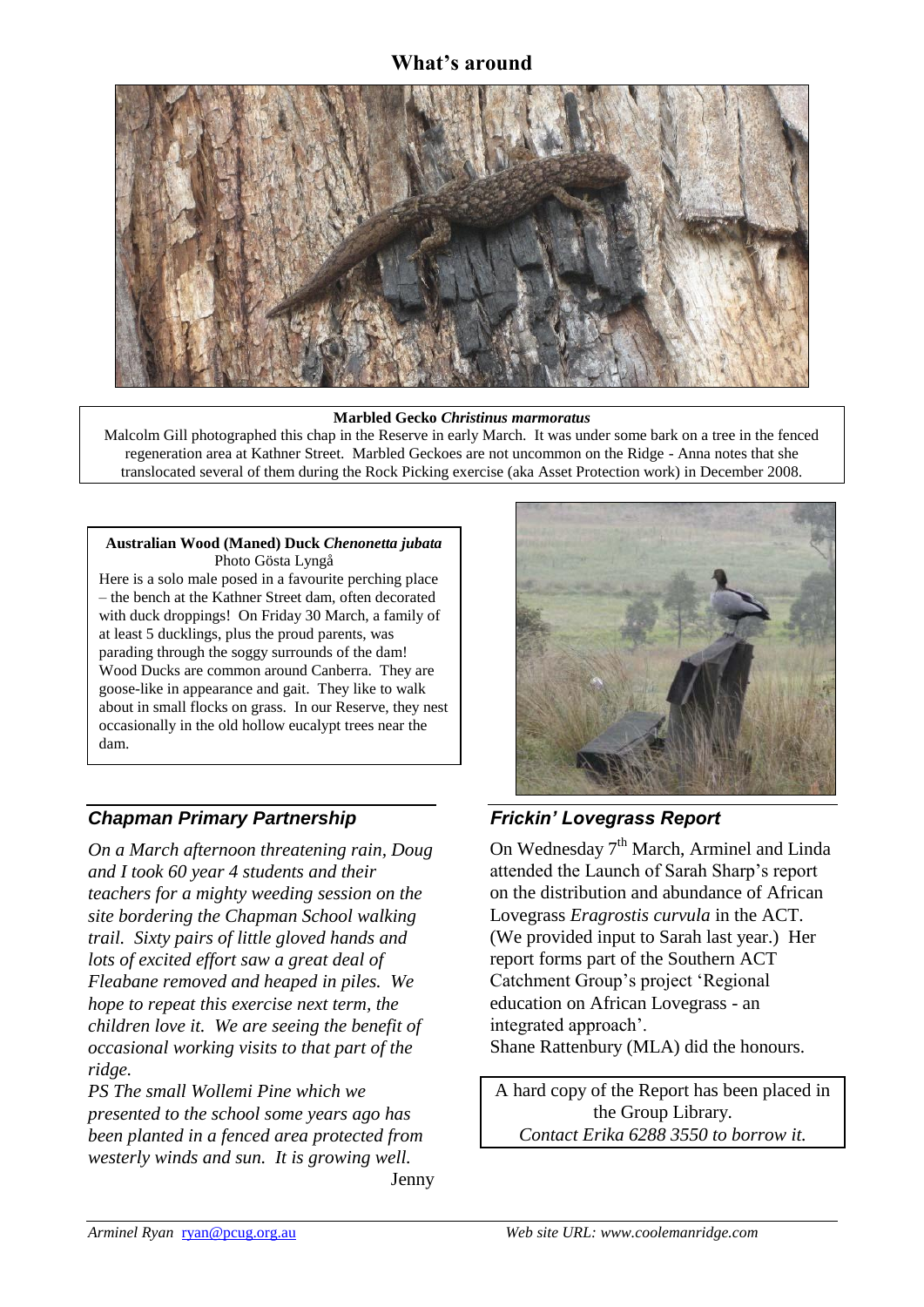# What's around

**Marbled Gecko *Christinus marmoratus***

Malcolm Gill photographed this chap in the Reserve in early March. It was under some bark on a tree in the fenced regeneration area at Kathner Street. Marbled Geckoes are not uncommon on the Ridge - Anna notes that she translocated several of them during the Rock Picking exercise (aka Asset Protection work) in December 2008.

**Australian Wood (Maned) Duck *Chenonetta jubata***
Photo Gösta Lyngå

Here is a solo male posed in a favourite perching place – the bench at the Kathner Street dam, often decorated with duck droppings! On Friday 30 March, a family of at least 5 ducklings, plus the proud parents, was parading through the soggy surrounds of the dam! Wood Ducks are common around Canberra. They are goose-like in appearance and gait. They like to walk about in small flocks on grass. In our Reserve, they nest occasionally in the old hollow eucalypt trees near the dam.

## *Chapman Primary Partnership*

*On a March afternoon threatening rain, Doug and I took 60 year 4 students and their teachers for a mighty weeding session on the site bordering the Chapman School walking trail. Sixty pairs of little gloved hands and lots of excited effort saw a great deal of Fleabane removed and heaped in piles. We hope to repeat this exercise next term, the children love it. We are seeing the benefit of occasional working visits to that part of the ridge.*

*PS The small Wollemi Pine which we presented to the school some years ago has been planted in a fenced area protected from westerly winds and sun. It is growing well.*

Jenny

## *Frickin' Lovegrass Report*

On Wednesday 7th March, Arminel and Linda attended the Launch of Sarah Sharp's report on the distribution and abundance of African Lovegrass *Eragrostis curvula* in the ACT. (We provided input to Sarah last year.) Her report forms part of the Southern ACT Catchment Group's project 'Regional education on African Lovegrass - an integrated approach'.
Shane Rattenbury (MLA) did the honours.

A hard copy of the Report has been placed in the Group Library.
*Contact Erika 6288 3550 to borrow it.*

*Arminel Ryan* ryan@pcug.org.au

*Web site URL: www.coolemanridge.com*